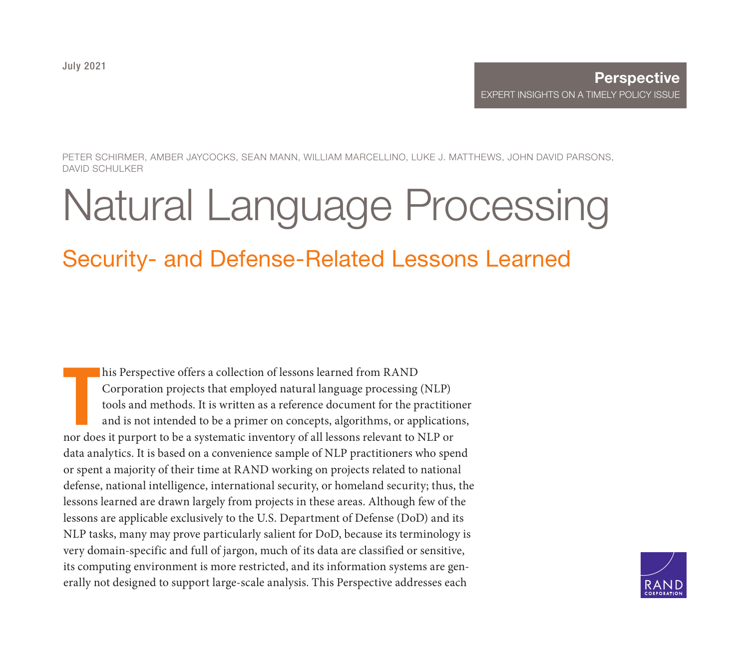July 2021

**Perspective**

EXPERT INSIGHTS ON A TIMELY POLICY ISSUE

PETER SCHIRMER, AMBER JAYCOCKS, SEAN MANN, WILLIAM MARCELLINO, LUKE J. MATTHEWS, JOHN DAVID PARSONS, DAVID SCHULKER

# Natural Language Processing

## Security- and Defense-Related Lessons Learned

This Perspective offers a collection of lessons learned from RAND Corporation projects that employed natural language processing (NLP) tools and methods. It is written as a reference document for the practitioner and is not intended to be a primer on concepts, algorithms, or applications, nor does it purport to be a systematic inventory of all lessons relevant to NLP or data analytics. It is based on a convenience sample of NLP practitioners who spend or spent a majority of their time at RAND working on projects related to national defense, national intelligence, international security, or homeland security; thus, the lessons learned are drawn largely from projects in these areas. Although few of the lessons are applicable exclusively to the U.S. Department of Defense (DoD) and its NLP tasks, many may prove particularly salient for DoD, because its terminology is very domain-specific and full of jargon, much of its data are classified or sensitive, its computing environment is more restricted, and its information systems are generally not designed to support large-scale analysis. This Perspective addresses each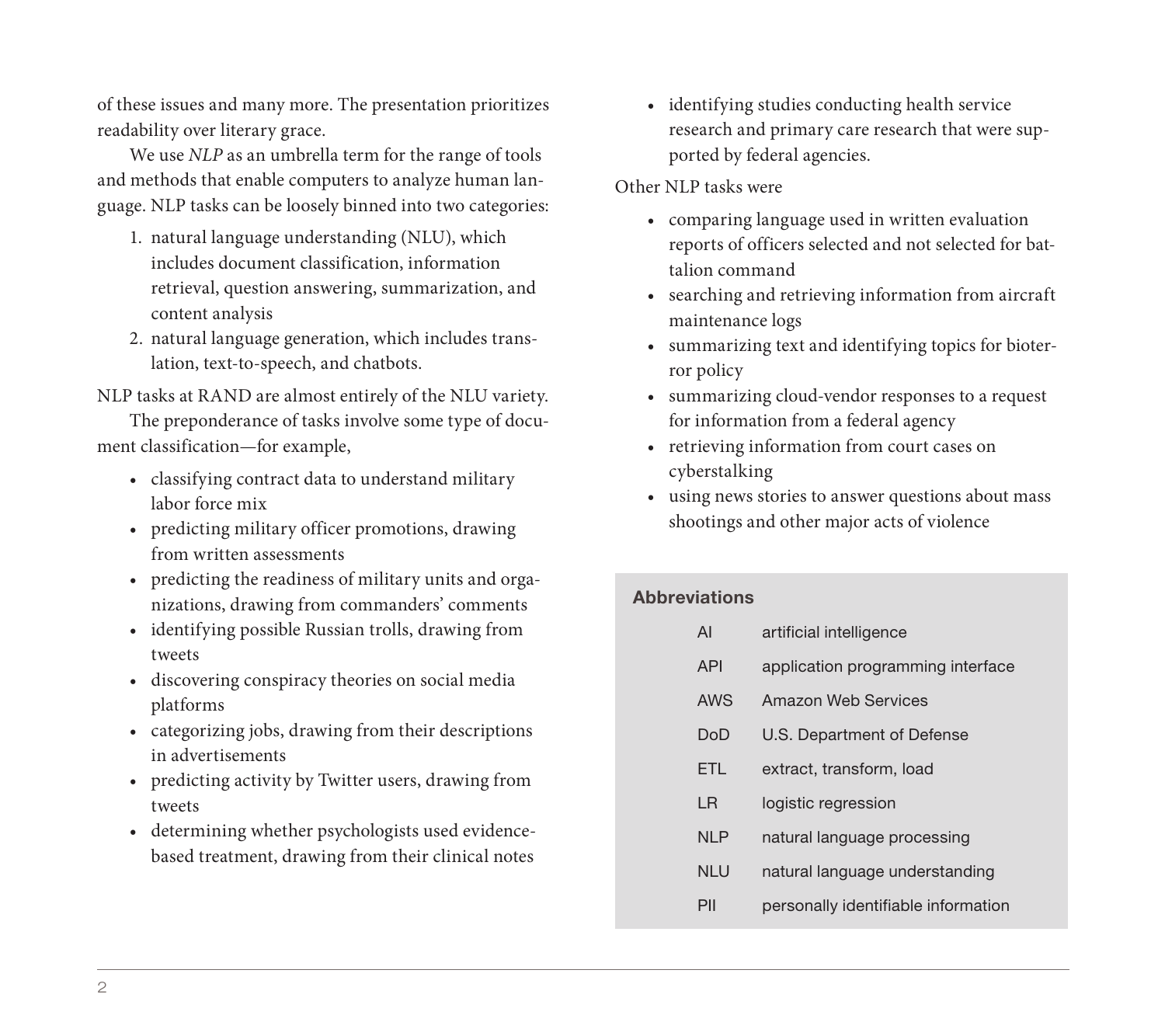of these issues and many more. The presentation prioritizes readability over literary grace.

We use *NLP* as an umbrella term for the range of tools and methods that enable computers to analyze human language. NLP tasks can be loosely binned into two categories:

1. natural language understanding (NLU), which includes document classification, information retrieval, question answering, summarization, and content analysis
2. natural language generation, which includes translation, text-to-speech, and chatbots.

NLP tasks at RAND are almost entirely of the NLU variety.

The preponderance of tasks involve some type of document classification—for example,

- classifying contract data to understand military labor force mix
- predicting military officer promotions, drawing from written assessments
- predicting the readiness of military units and organizations, drawing from commanders' comments
- identifying possible Russian trolls, drawing from tweets
- discovering conspiracy theories on social media platforms
- categorizing jobs, drawing from their descriptions in advertisements
- predicting activity by Twitter users, drawing from tweets
- determining whether psychologists used evidence-based treatment, drawing from their clinical notes
- identifying studies conducting health service research and primary care research that were supported by federal agencies.

Other NLP tasks were

- comparing language used in written evaluation reports of officers selected and not selected for battalion command
- searching and retrieving information from aircraft maintenance logs
- summarizing text and identifying topics for bioterror policy
- summarizing cloud-vendor responses to a request for information from a federal agency
- retrieving information from court cases on cyberstalking
- using news stories to answer questions about mass shootings and other major acts of violence

**Abbreviations**

| | |
|---|---|
| AI | artificial intelligence |
| API | application programming interface |
| AWS | Amazon Web Services |
| DoD | U.S. Department of Defense |
| ETL | extract, transform, load |
| LR | logistic regression |
| NLP | natural language processing |
| NLU | natural language understanding |
| PII | personally identifiable information |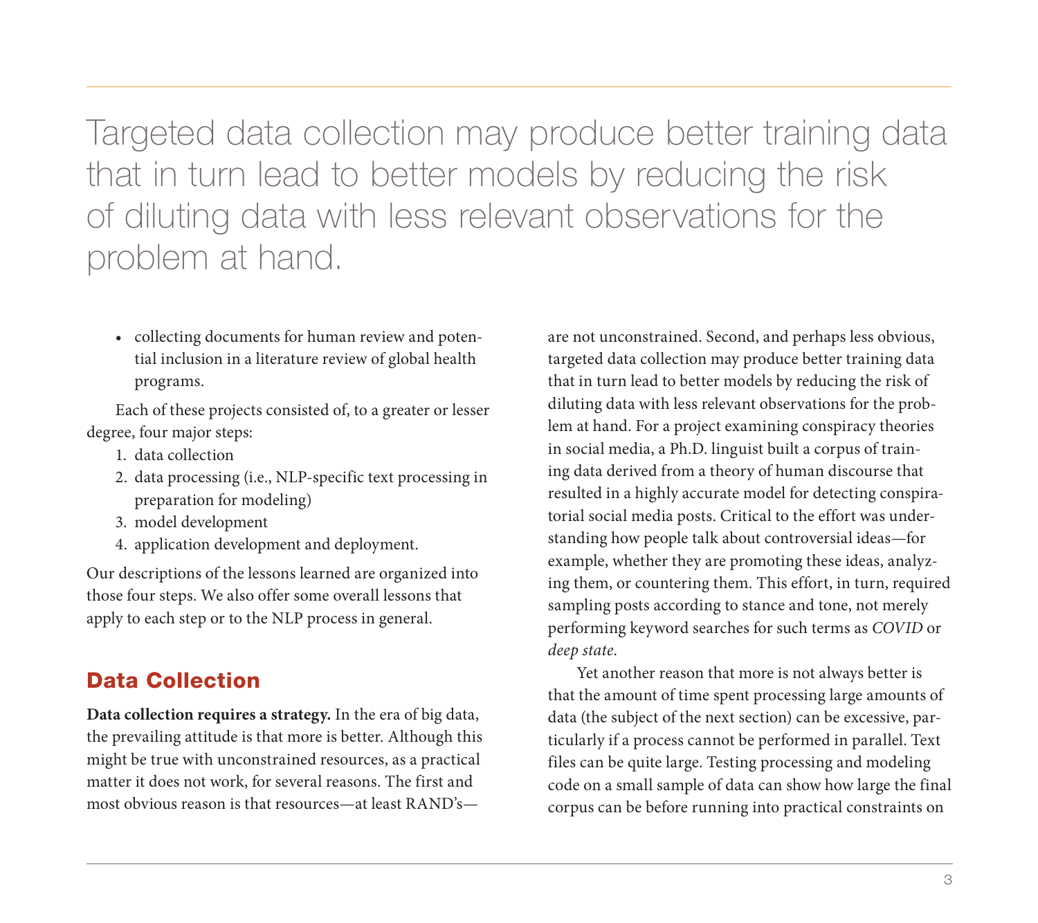> Targeted data collection may produce better training data that in turn lead to better models by reducing the risk of diluting data with less relevant observations for the problem at hand.

- collecting documents for human review and potential inclusion in a literature review of global health programs.

Each of these projects consisted of, to a greater or lesser degree, four major steps:

1. data collection
2. data processing (i.e., NLP-specific text processing in preparation for modeling)
3. model development
4. application development and deployment.

Our descriptions of the lessons learned are organized into those four steps. We also offer some overall lessons that apply to each step or to the NLP process in general.

## Data Collection

**Data collection requires a strategy.** In the era of big data, the prevailing attitude is that more is better. Although this might be true with unconstrained resources, as a practical matter it does not work, for several reasons. The first and most obvious reason is that resources—at least RAND's—are not unconstrained. Second, and perhaps less obvious, targeted data collection may produce better training data that in turn lead to better models by reducing the risk of diluting data with less relevant observations for the problem at hand. For a project examining conspiracy theories in social media, a Ph.D. linguist built a corpus of training data derived from a theory of human discourse that resulted in a highly accurate model for detecting conspiratorial social media posts. Critical to the effort was understanding how people talk about controversial ideas—for example, whether they are promoting these ideas, analyzing them, or countering them. This effort, in turn, required sampling posts according to stance and tone, not merely performing keyword searches for such terms as *COVID* or *deep state*.

Yet another reason that more is not always better is that the amount of time spent processing large amounts of data (the subject of the next section) can be excessive, particularly if a process cannot be performed in parallel. Text files can be quite large. Testing processing and modeling code on a small sample of data can show how large the final corpus can be before running into practical constraints on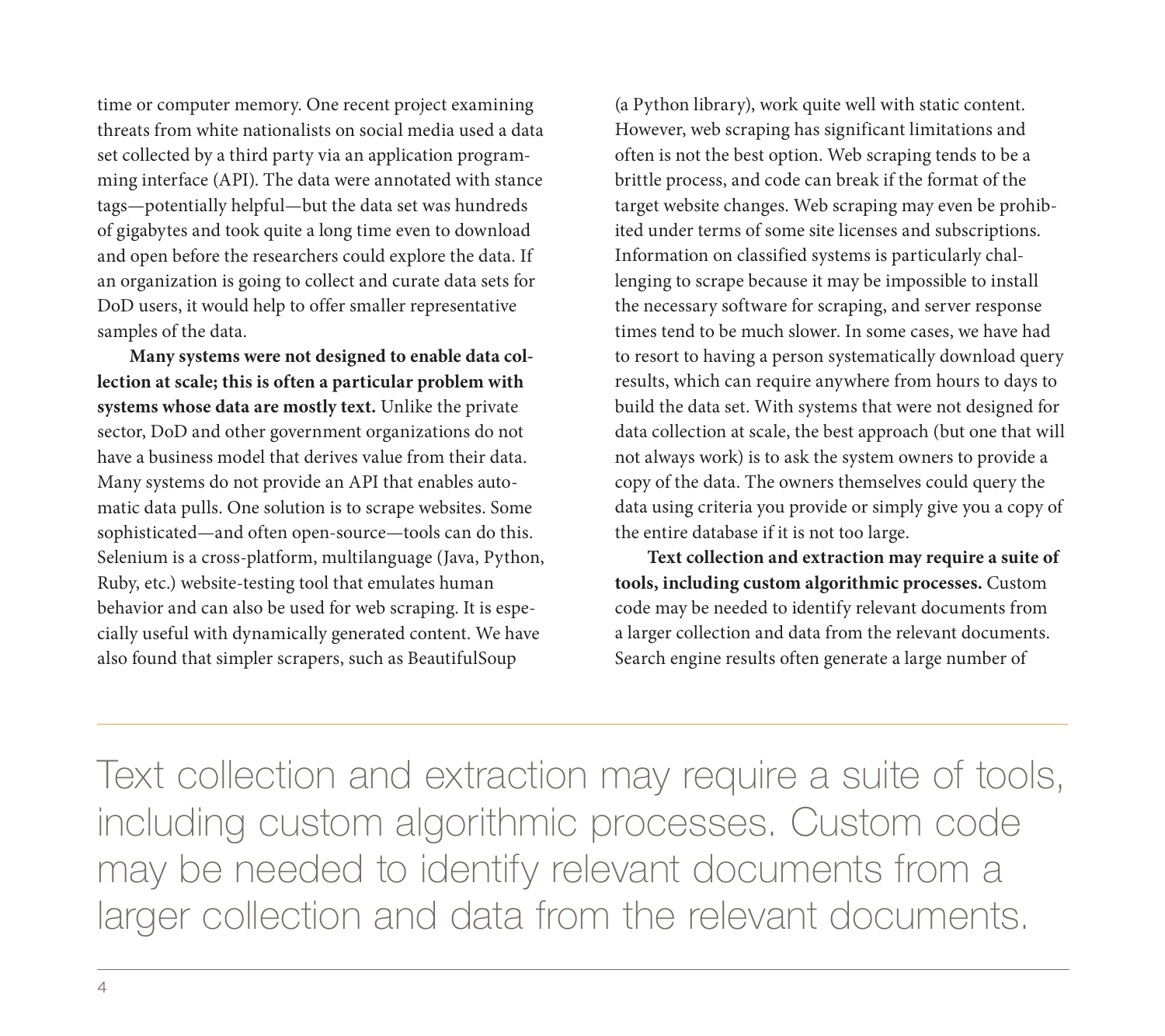time or computer memory. One recent project examining threats from white nationalists on social media used a data set collected by a third party via an application programming interface (API). The data were annotated with stance tags—potentially helpful—but the data set was hundreds of gigabytes and took quite a long time even to download and open before the researchers could explore the data. If an organization is going to collect and curate data sets for DoD users, it would help to offer smaller representative samples of the data.

**Many systems were not designed to enable data collection at scale; this is often a particular problem with systems whose data are mostly text.** Unlike the private sector, DoD and other government organizations do not have a business model that derives value from their data. Many systems do not provide an API that enables automatic data pulls. One solution is to scrape websites. Some sophisticated—and often open-source—tools can do this. Selenium is a cross-platform, multilanguage (Java, Python, Ruby, etc.) website-testing tool that emulates human behavior and can also be used for web scraping. It is especially useful with dynamically generated content. We have also found that simpler scrapers, such as BeautifulSoup (a Python library), work quite well with static content. However, web scraping has significant limitations and often is not the best option. Web scraping tends to be a brittle process, and code can break if the format of the target website changes. Web scraping may even be prohibited under terms of some site licenses and subscriptions. Information on classified systems is particularly challenging to scrape because it may be impossible to install the necessary software for scraping, and server response times tend to be much slower. In some cases, we have had to resort to having a person systematically download query results, which can require anywhere from hours to days to build the data set. With systems that were not designed for data collection at scale, the best approach (but one that will not always work) is to ask the system owners to provide a copy of the data. The owners themselves could query the data using criteria you provide or simply give you a copy of the entire database if it is not too large.

**Text collection and extraction may require a suite of tools, including custom algorithmic processes.** Custom code may be needed to identify relevant documents from a larger collection and data from the relevant documents. Search engine results often generate a large number of

> Text collection and extraction may require a suite of tools, including custom algorithmic processes. Custom code may be needed to identify relevant documents from a larger collection and data from the relevant documents.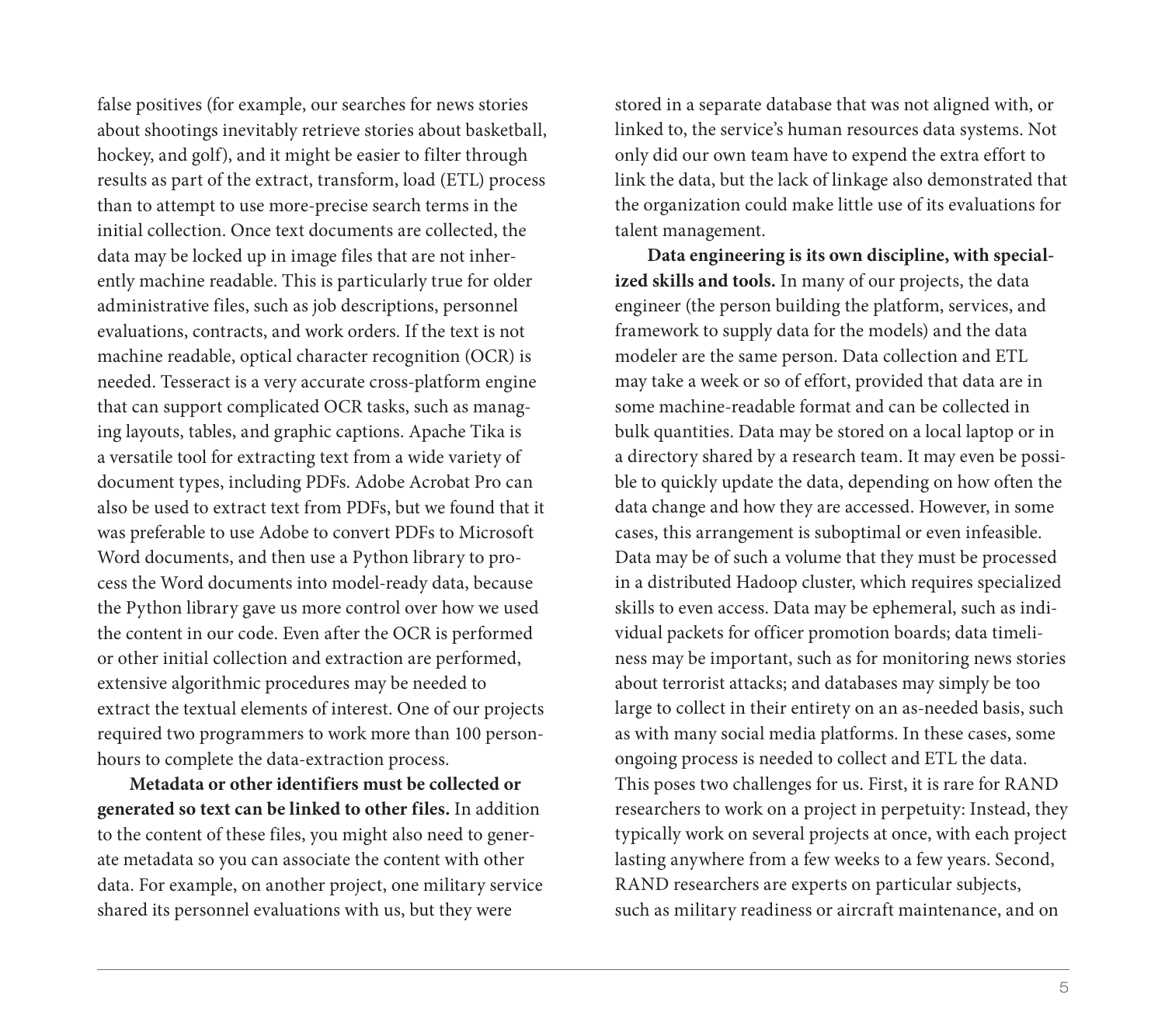false positives (for example, our searches for news stories about shootings inevitably retrieve stories about basketball, hockey, and golf), and it might be easier to filter through results as part of the extract, transform, load (ETL) process than to attempt to use more-precise search terms in the initial collection. Once text documents are collected, the data may be locked up in image files that are not inherently machine readable. This is particularly true for older administrative files, such as job descriptions, personnel evaluations, contracts, and work orders. If the text is not machine readable, optical character recognition (OCR) is needed. Tesseract is a very accurate cross-platform engine that can support complicated OCR tasks, such as managing layouts, tables, and graphic captions. Apache Tika is a versatile tool for extracting text from a wide variety of document types, including PDFs. Adobe Acrobat Pro can also be used to extract text from PDFs, but we found that it was preferable to use Adobe to convert PDFs to Microsoft Word documents, and then use a Python library to process the Word documents into model-ready data, because the Python library gave us more control over how we used the content in our code. Even after the OCR is performed or other initial collection and extraction are performed, extensive algorithmic procedures may be needed to extract the textual elements of interest. One of our projects required two programmers to work more than 100 person-hours to complete the data-extraction process.

**Metadata or other identifiers must be collected or generated so text can be linked to other files.** In addition to the content of these files, you might also need to generate metadata so you can associate the content with other data. For example, on another project, one military service shared its personnel evaluations with us, but they were stored in a separate database that was not aligned with, or linked to, the service's human resources data systems. Not only did our own team have to expend the extra effort to link the data, but the lack of linkage also demonstrated that the organization could make little use of its evaluations for talent management.

**Data engineering is its own discipline, with specialized skills and tools.** In many of our projects, the data engineer (the person building the platform, services, and framework to supply data for the models) and the data modeler are the same person. Data collection and ETL may take a week or so of effort, provided that data are in some machine-readable format and can be collected in bulk quantities. Data may be stored on a local laptop or in a directory shared by a research team. It may even be possible to quickly update the data, depending on how often the data change and how they are accessed. However, in some cases, this arrangement is suboptimal or even infeasible. Data may be of such a volume that they must be processed in a distributed Hadoop cluster, which requires specialized skills to even access. Data may be ephemeral, such as individual packets for officer promotion boards; data timeliness may be important, such as for monitoring news stories about terrorist attacks; and databases may simply be too large to collect in their entirety on an as-needed basis, such as with many social media platforms. In these cases, some ongoing process is needed to collect and ETL the data. This poses two challenges for us. First, it is rare for RAND researchers to work on a project in perpetuity: Instead, they typically work on several projects at once, with each project lasting anywhere from a few weeks to a few years. Second, RAND researchers are experts on particular subjects, such as military readiness or aircraft maintenance, and on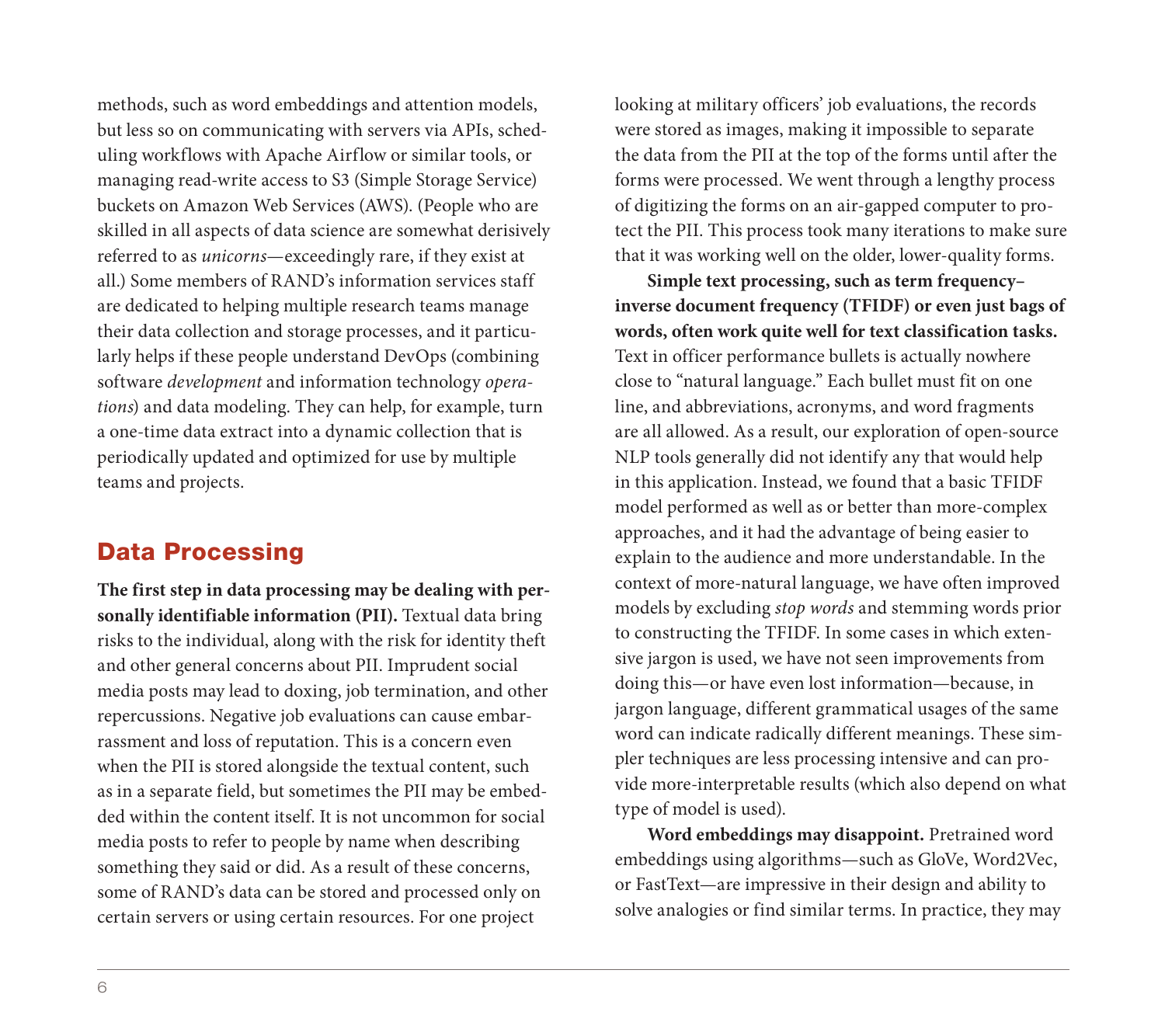methods, such as word embeddings and attention models, but less so on communicating with servers via APIs, scheduling workflows with Apache Airflow or similar tools, or managing read-write access to S3 (Simple Storage Service) buckets on Amazon Web Services (AWS). (People who are skilled in all aspects of data science are somewhat derisively referred to as *unicorns*—exceedingly rare, if they exist at all.) Some members of RAND's information services staff are dedicated to helping multiple research teams manage their data collection and storage processes, and it particularly helps if these people understand DevOps (combining software *development* and information technology *operations*) and data modeling. They can help, for example, turn a one-time data extract into a dynamic collection that is periodically updated and optimized for use by multiple teams and projects.

## Data Processing

**The first step in data processing may be dealing with personally identifiable information (PII).** Textual data bring risks to the individual, along with the risk for identity theft and other general concerns about PII. Imprudent social media posts may lead to doxing, job termination, and other repercussions. Negative job evaluations can cause embarrassment and loss of reputation. This is a concern even when the PII is stored alongside the textual content, such as in a separate field, but sometimes the PII may be embedded within the content itself. It is not uncommon for social media posts to refer to people by name when describing something they said or did. As a result of these concerns, some of RAND's data can be stored and processed only on certain servers or using certain resources. For one project looking at military officers' job evaluations, the records were stored as images, making it impossible to separate the data from the PII at the top of the forms until after the forms were processed. We went through a lengthy process of digitizing the forms on an air-gapped computer to protect the PII. This process took many iterations to make sure that it was working well on the older, lower-quality forms.

**Simple text processing, such as term frequency–inverse document frequency (TFIDF) or even just bags of words, often work quite well for text classification tasks.** Text in officer performance bullets is actually nowhere close to "natural language." Each bullet must fit on one line, and abbreviations, acronyms, and word fragments are all allowed. As a result, our exploration of open-source NLP tools generally did not identify any that would help in this application. Instead, we found that a basic TFIDF model performed as well as or better than more-complex approaches, and it had the advantage of being easier to explain to the audience and more understandable. In the context of more-natural language, we have often improved models by excluding *stop words* and stemming words prior to constructing the TFIDF. In some cases in which extensive jargon is used, we have not seen improvements from doing this—or have even lost information—because, in jargon language, different grammatical usages of the same word can indicate radically different meanings. These simpler techniques are less processing intensive and can provide more-interpretable results (which also depend on what type of model is used).

**Word embeddings may disappoint.** Pretrained word embeddings using algorithms—such as GloVe, Word2Vec, or FastText—are impressive in their design and ability to solve analogies or find similar terms. In practice, they may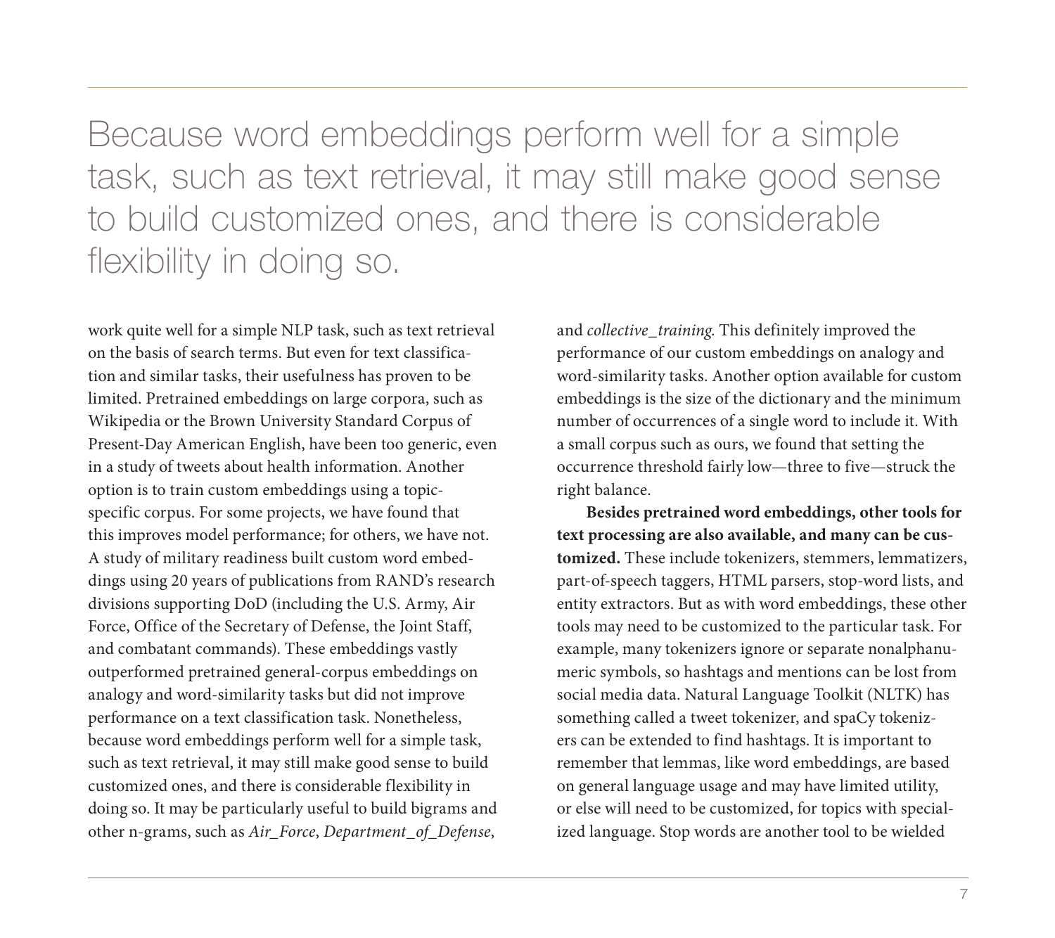> Because word embeddings perform well for a simple task, such as text retrieval, it may still make good sense to build customized ones, and there is considerable flexibility in doing so.

work quite well for a simple NLP task, such as text retrieval on the basis of search terms. But even for text classification and similar tasks, their usefulness has proven to be limited. Pretrained embeddings on large corpora, such as Wikipedia or the Brown University Standard Corpus of Present-Day American English, have been too generic, even in a study of tweets about health information. Another option is to train custom embeddings using a topic-specific corpus. For some projects, we have found that this improves model performance; for others, we have not. A study of military readiness built custom word embeddings using 20 years of publications from RAND's research divisions supporting DoD (including the U.S. Army, Air Force, Office of the Secretary of Defense, the Joint Staff, and combatant commands). These embeddings vastly outperformed pretrained general-corpus embeddings on analogy and word-similarity tasks but did not improve performance on a text classification task. Nonetheless, because word embeddings perform well for a simple task, such as text retrieval, it may still make good sense to build customized ones, and there is considerable flexibility in doing so. It may be particularly useful to build bigrams and other n-grams, such as *Air_Force*, *Department_of_Defense*, and *collective_training*. This definitely improved the performance of our custom embeddings on analogy and word-similarity tasks. Another option available for custom embeddings is the size of the dictionary and the minimum number of occurrences of a single word to include it. With a small corpus such as ours, we found that setting the occurrence threshold fairly low—three to five—struck the right balance.

**Besides pretrained word embeddings, other tools for text processing are also available, and many can be customized.** These include tokenizers, stemmers, lemmatizers, part-of-speech taggers, HTML parsers, stop-word lists, and entity extractors. But as with word embeddings, these other tools may need to be customized to the particular task. For example, many tokenizers ignore or separate nonalphanumeric symbols, so hashtags and mentions can be lost from social media data. Natural Language Toolkit (NLTK) has something called a tweet tokenizer, and spaCy tokenizers can be extended to find hashtags. It is important to remember that lemmas, like word embeddings, are based on general language usage and may have limited utility, or else will need to be customized, for topics with specialized language. Stop words are another tool to be wielded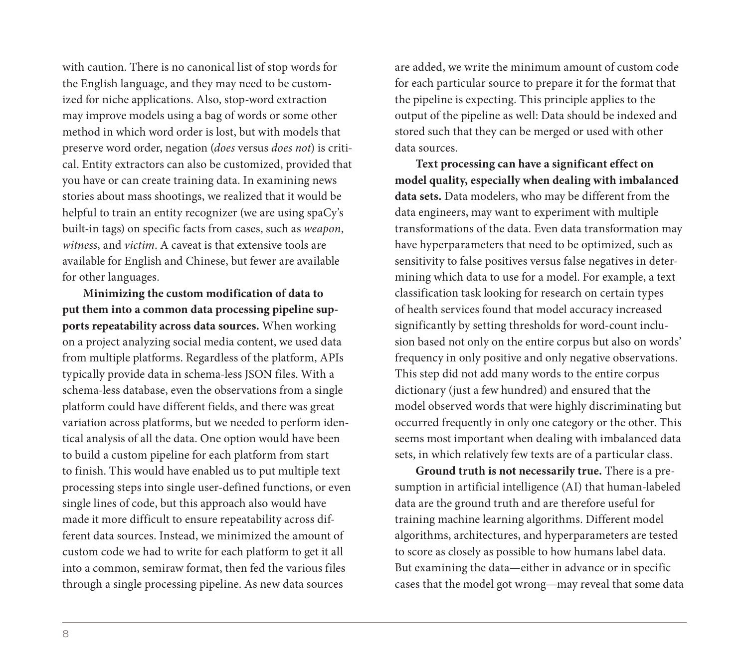with caution. There is no canonical list of stop words for the English language, and they may need to be customized for niche applications. Also, stop-word extraction may improve models using a bag of words or some other method in which word order is lost, but with models that preserve word order, negation (*does* versus *does not*) is critical. Entity extractors can also be customized, provided that you have or can create training data. In examining news stories about mass shootings, we realized that it would be helpful to train an entity recognizer (we are using spaCy's built-in tags) on specific facts from cases, such as *weapon*, *witness*, and *victim*. A caveat is that extensive tools are available for English and Chinese, but fewer are available for other languages.

**Minimizing the custom modification of data to put them into a common data processing pipeline supports repeatability across data sources.** When working on a project analyzing social media content, we used data from multiple platforms. Regardless of the platform, APIs typically provide data in schema-less JSON files. With a schema-less database, even the observations from a single platform could have different fields, and there was great variation across platforms, but we needed to perform identical analysis of all the data. One option would have been to build a custom pipeline for each platform from start to finish. This would have enabled us to put multiple text processing steps into single user-defined functions, or even single lines of code, but this approach also would have made it more difficult to ensure repeatability across different data sources. Instead, we minimized the amount of custom code we had to write for each platform to get it all into a common, semiraw format, then fed the various files through a single processing pipeline. As new data sources are added, we write the minimum amount of custom code for each particular source to prepare it for the format that the pipeline is expecting. This principle applies to the output of the pipeline as well: Data should be indexed and stored such that they can be merged or used with other data sources.

**Text processing can have a significant effect on model quality, especially when dealing with imbalanced data sets.** Data modelers, who may be different from the data engineers, may want to experiment with multiple transformations of the data. Even data transformation may have hyperparameters that need to be optimized, such as sensitivity to false positives versus false negatives in determining which data to use for a model. For example, a text classification task looking for research on certain types of health services found that model accuracy increased significantly by setting thresholds for word-count inclusion based not only on the entire corpus but also on words' frequency in only positive and only negative observations. This step did not add many words to the entire corpus dictionary (just a few hundred) and ensured that the model observed words that were highly discriminating but occurred frequently in only one category or the other. This seems most important when dealing with imbalanced data sets, in which relatively few texts are of a particular class.

**Ground truth is not necessarily true.** There is a presumption in artificial intelligence (AI) that human-labeled data are the ground truth and are therefore useful for training machine learning algorithms. Different model algorithms, architectures, and hyperparameters are tested to score as closely as possible to how humans label data. But examining the data—either in advance or in specific cases that the model got wrong—may reveal that some data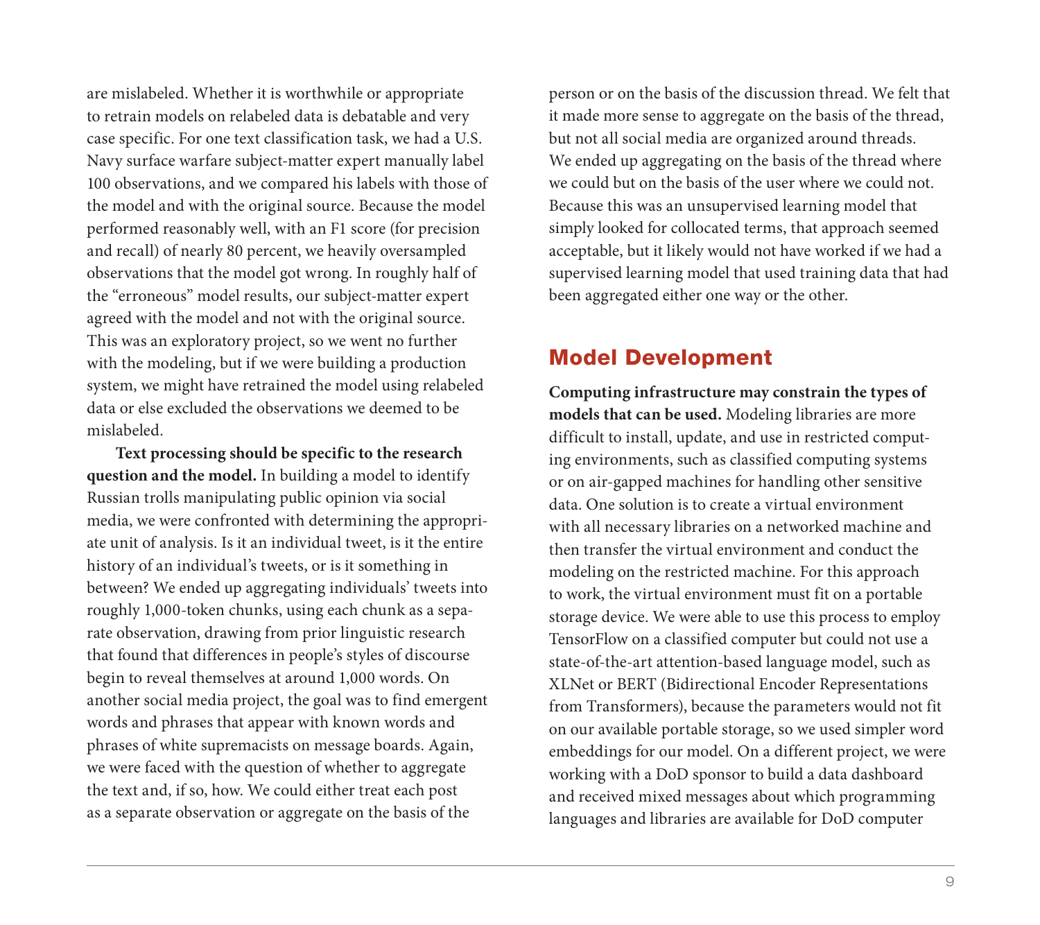are mislabeled. Whether it is worthwhile or appropriate to retrain models on relabeled data is debatable and very case specific. For one text classification task, we had a U.S. Navy surface warfare subject-matter expert manually label 100 observations, and we compared his labels with those of the model and with the original source. Because the model performed reasonably well, with an F1 score (for precision and recall) of nearly 80 percent, we heavily oversampled observations that the model got wrong. In roughly half of the "erroneous" model results, our subject-matter expert agreed with the model and not with the original source. This was an exploratory project, so we went no further with the modeling, but if we were building a production system, we might have retrained the model using relabeled data or else excluded the observations we deemed to be mislabeled.

**Text processing should be specific to the research question and the model.** In building a model to identify Russian trolls manipulating public opinion via social media, we were confronted with determining the appropriate unit of analysis. Is it an individual tweet, is it the entire history of an individual's tweets, or is it something in between? We ended up aggregating individuals' tweets into roughly 1,000-token chunks, using each chunk as a separate observation, drawing from prior linguistic research that found that differences in people's styles of discourse begin to reveal themselves at around 1,000 words. On another social media project, the goal was to find emergent words and phrases that appear with known words and phrases of white supremacists on message boards. Again, we were faced with the question of whether to aggregate the text and, if so, how. We could either treat each post as a separate observation or aggregate on the basis of the person or on the basis of the discussion thread. We felt that it made more sense to aggregate on the basis of the thread, but not all social media are organized around threads. We ended up aggregating on the basis of the thread where we could but on the basis of the user where we could not. Because this was an unsupervised learning model that simply looked for collocated terms, that approach seemed acceptable, but it likely would not have worked if we had a supervised learning model that used training data that had been aggregated either one way or the other.

## Model Development

**Computing infrastructure may constrain the types of models that can be used.** Modeling libraries are more difficult to install, update, and use in restricted computing environments, such as classified computing systems or on air-gapped machines for handling other sensitive data. One solution is to create a virtual environment with all necessary libraries on a networked machine and then transfer the virtual environment and conduct the modeling on the restricted machine. For this approach to work, the virtual environment must fit on a portable storage device. We were able to use this process to employ TensorFlow on a classified computer but could not use a state-of-the-art attention-based language model, such as XLNet or BERT (Bidirectional Encoder Representations from Transformers), because the parameters would not fit on our available portable storage, so we used simpler word embeddings for our model. On a different project, we were working with a DoD sponsor to build a data dashboard and received mixed messages about which programming languages and libraries are available for DoD computer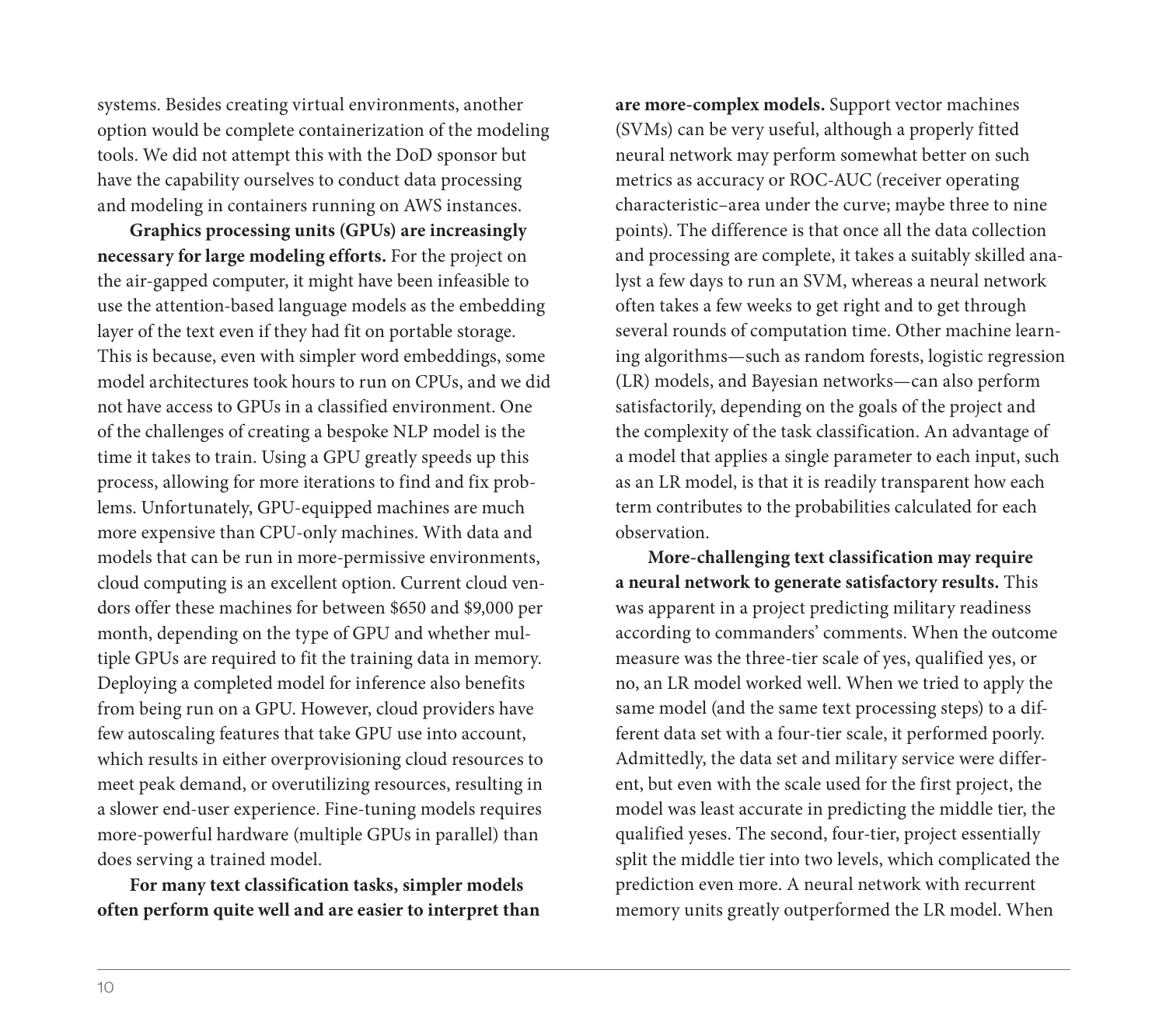systems. Besides creating virtual environments, another option would be complete containerization of the modeling tools. We did not attempt this with the DoD sponsor but have the capability ourselves to conduct data processing and modeling in containers running on AWS instances.

**Graphics processing units (GPUs) are increasingly necessary for large modeling efforts.** For the project on the air-gapped computer, it might have been infeasible to use the attention-based language models as the embedding layer of the text even if they had fit on portable storage. This is because, even with simpler word embeddings, some model architectures took hours to run on CPUs, and we did not have access to GPUs in a classified environment. One of the challenges of creating a bespoke NLP model is the time it takes to train. Using a GPU greatly speeds up this process, allowing for more iterations to find and fix problems. Unfortunately, GPU-equipped machines are much more expensive than CPU-only machines. With data and models that can be run in more-permissive environments, cloud computing is an excellent option. Current cloud vendors offer these machines for between $650 and $9,000 per month, depending on the type of GPU and whether multiple GPUs are required to fit the training data in memory. Deploying a completed model for inference also benefits from being run on a GPU. However, cloud providers have few autoscaling features that take GPU use into account, which results in either overprovisioning cloud resources to meet peak demand, or overutilizing resources, resulting in a slower end-user experience. Fine-tuning models requires more-powerful hardware (multiple GPUs in parallel) than does serving a trained model.

**For many text classification tasks, simpler models often perform quite well and are easier to interpret than are more-complex models.** Support vector machines (SVMs) can be very useful, although a properly fitted neural network may perform somewhat better on such metrics as accuracy or ROC-AUC (receiver operating characteristic–area under the curve; maybe three to nine points). The difference is that once all the data collection and processing are complete, it takes a suitably skilled analyst a few days to run an SVM, whereas a neural network often takes a few weeks to get right and to get through several rounds of computation time. Other machine learning algorithms—such as random forests, logistic regression (LR) models, and Bayesian networks—can also perform satisfactorily, depending on the goals of the project and the complexity of the task classification. An advantage of a model that applies a single parameter to each input, such as an LR model, is that it is readily transparent how each term contributes to the probabilities calculated for each observation.

**More-challenging text classification may require a neural network to generate satisfactory results.** This was apparent in a project predicting military readiness according to commanders' comments. When the outcome measure was the three-tier scale of yes, qualified yes, or no, an LR model worked well. When we tried to apply the same model (and the same text processing steps) to a different data set with a four-tier scale, it performed poorly. Admittedly, the data set and military service were different, but even with the scale used for the first project, the model was least accurate in predicting the middle tier, the qualified yeses. The second, four-tier, project essentially split the middle tier into two levels, which complicated the prediction even more. A neural network with recurrent memory units greatly outperformed the LR model. When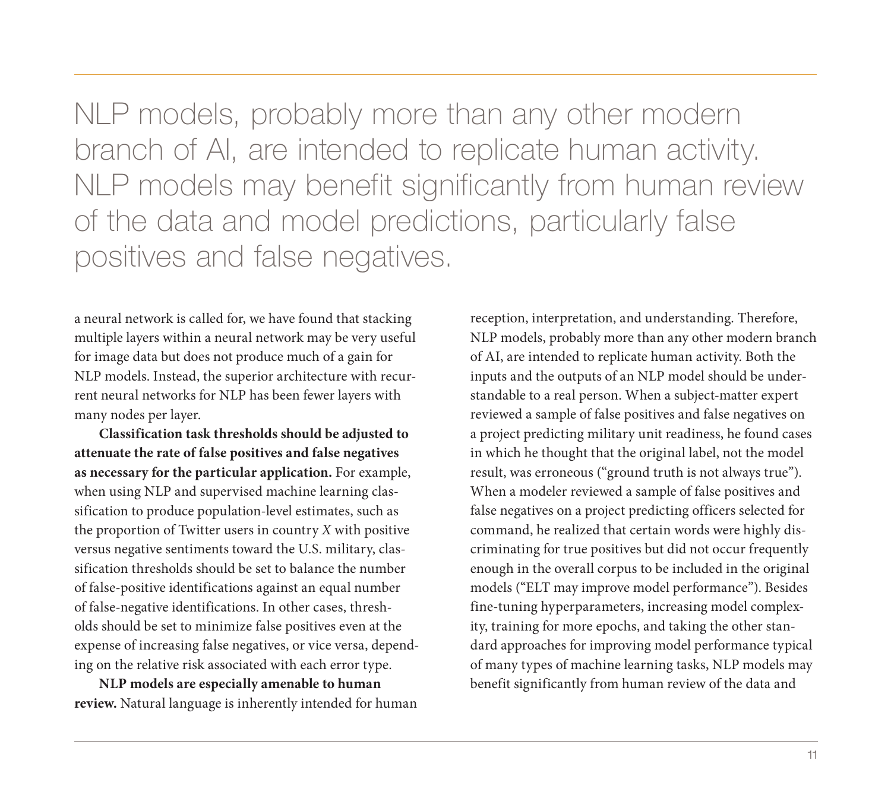NLP models, probably more than any other modern branch of AI, are intended to replicate human activity. NLP models may benefit significantly from human review of the data and model predictions, particularly false positives and false negatives.

a neural network is called for, we have found that stacking multiple layers within a neural network may be very useful for image data but does not produce much of a gain for NLP models. Instead, the superior architecture with recurrent neural networks for NLP has been fewer layers with many nodes per layer.

**Classification task thresholds should be adjusted to attenuate the rate of false positives and false negatives as necessary for the particular application.** For example, when using NLP and supervised machine learning classification to produce population-level estimates, such as the proportion of Twitter users in country *X* with positive versus negative sentiments toward the U.S. military, classification thresholds should be set to balance the number of false-positive identifications against an equal number of false-negative identifications. In other cases, thresholds should be set to minimize false positives even at the expense of increasing false negatives, or vice versa, depending on the relative risk associated with each error type.

**NLP models are especially amenable to human review.** Natural language is inherently intended for human reception, interpretation, and understanding. Therefore, NLP models, probably more than any other modern branch of AI, are intended to replicate human activity. Both the inputs and the outputs of an NLP model should be understandable to a real person. When a subject-matter expert reviewed a sample of false positives and false negatives on a project predicting military unit readiness, he found cases in which he thought that the original label, not the model result, was erroneous ("ground truth is not always true"). When a modeler reviewed a sample of false positives and false negatives on a project predicting officers selected for command, he realized that certain words were highly discriminating for true positives but did not occur frequently enough in the overall corpus to be included in the original models ("ELT may improve model performance"). Besides fine-tuning hyperparameters, increasing model complexity, training for more epochs, and taking the other standard approaches for improving model performance typical of many types of machine learning tasks, NLP models may benefit significantly from human review of the data and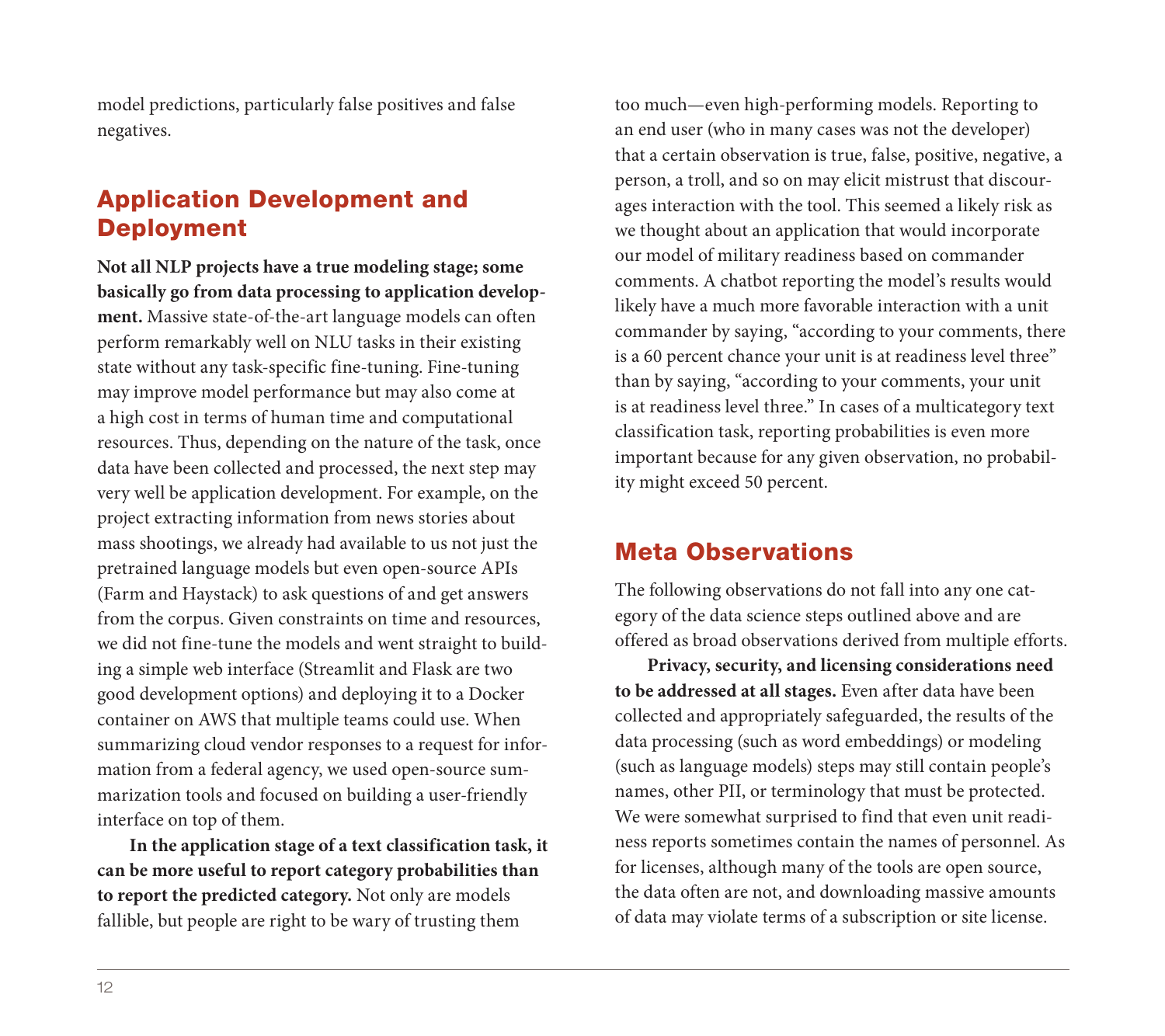model predictions, particularly false positives and false negatives.

## Application Development and Deployment

**Not all NLP projects have a true modeling stage; some basically go from data processing to application development.** Massive state-of-the-art language models can often perform remarkably well on NLU tasks in their existing state without any task-specific fine-tuning. Fine-tuning may improve model performance but may also come at a high cost in terms of human time and computational resources. Thus, depending on the nature of the task, once data have been collected and processed, the next step may very well be application development. For example, on the project extracting information from news stories about mass shootings, we already had available to us not just the pretrained language models but even open-source APIs (Farm and Haystack) to ask questions of and get answers from the corpus. Given constraints on time and resources, we did not fine-tune the models and went straight to building a simple web interface (Streamlit and Flask are two good development options) and deploying it to a Docker container on AWS that multiple teams could use. When summarizing cloud vendor responses to a request for information from a federal agency, we used open-source summarization tools and focused on building a user-friendly interface on top of them.

**In the application stage of a text classification task, it can be more useful to report category probabilities than to report the predicted category.** Not only are models fallible, but people are right to be wary of trusting them too much—even high-performing models. Reporting to an end user (who in many cases was not the developer) that a certain observation is true, false, positive, negative, a person, a troll, and so on may elicit mistrust that discourages interaction with the tool. This seemed a likely risk as we thought about an application that would incorporate our model of military readiness based on commander comments. A chatbot reporting the model's results would likely have a much more favorable interaction with a unit commander by saying, "according to your comments, there is a 60 percent chance your unit is at readiness level three" than by saying, "according to your comments, your unit is at readiness level three." In cases of a multicategory text classification task, reporting probabilities is even more important because for any given observation, no probability might exceed 50 percent.

## Meta Observations

The following observations do not fall into any one category of the data science steps outlined above and are offered as broad observations derived from multiple efforts.

**Privacy, security, and licensing considerations need to be addressed at all stages.** Even after data have been collected and appropriately safeguarded, the results of the data processing (such as word embeddings) or modeling (such as language models) steps may still contain people's names, other PII, or terminology that must be protected. We were somewhat surprised to find that even unit readiness reports sometimes contain the names of personnel. As for licenses, although many of the tools are open source, the data often are not, and downloading massive amounts of data may violate terms of a subscription or site license.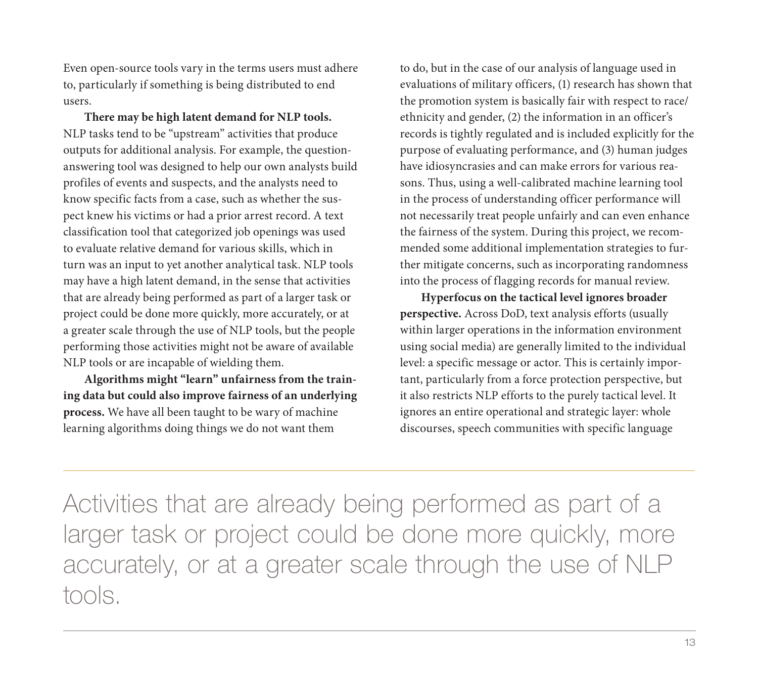Even open-source tools vary in the terms users must adhere to, particularly if something is being distributed to end users.

**There may be high latent demand for NLP tools.** NLP tasks tend to be "upstream" activities that produce outputs for additional analysis. For example, the question-answering tool was designed to help our own analysts build profiles of events and suspects, and the analysts need to know specific facts from a case, such as whether the suspect knew his victims or had a prior arrest record. A text classification tool that categorized job openings was used to evaluate relative demand for various skills, which in turn was an input to yet another analytical task. NLP tools may have a high latent demand, in the sense that activities that are already being performed as part of a larger task or project could be done more quickly, more accurately, or at a greater scale through the use of NLP tools, but the people performing those activities might not be aware of available NLP tools or are incapable of wielding them.

**Algorithms might "learn" unfairness from the training data but could also improve fairness of an underlying process.** We have all been taught to be wary of machine learning algorithms doing things we do not want them to do, but in the case of our analysis of language used in evaluations of military officers, (1) research has shown that the promotion system is basically fair with respect to race/ethnicity and gender, (2) the information in an officer's records is tightly regulated and is included explicitly for the purpose of evaluating performance, and (3) human judges have idiosyncrasies and can make errors for various reasons. Thus, using a well-calibrated machine learning tool in the process of understanding officer performance will not necessarily treat people unfairly and can even enhance the fairness of the system. During this project, we recommended some additional implementation strategies to further mitigate concerns, such as incorporating randomness into the process of flagging records for manual review.

**Hyperfocus on the tactical level ignores broader perspective.** Across DoD, text analysis efforts (usually within larger operations in the information environment using social media) are generally limited to the individual level: a specific message or actor. This is certainly important, particularly from a force protection perspective, but it also restricts NLP efforts to the purely tactical level. It ignores an entire operational and strategic layer: whole discourses, speech communities with specific language

> Activities that are already being performed as part of a larger task or project could be done more quickly, more accurately, or at a greater scale through the use of NLP tools.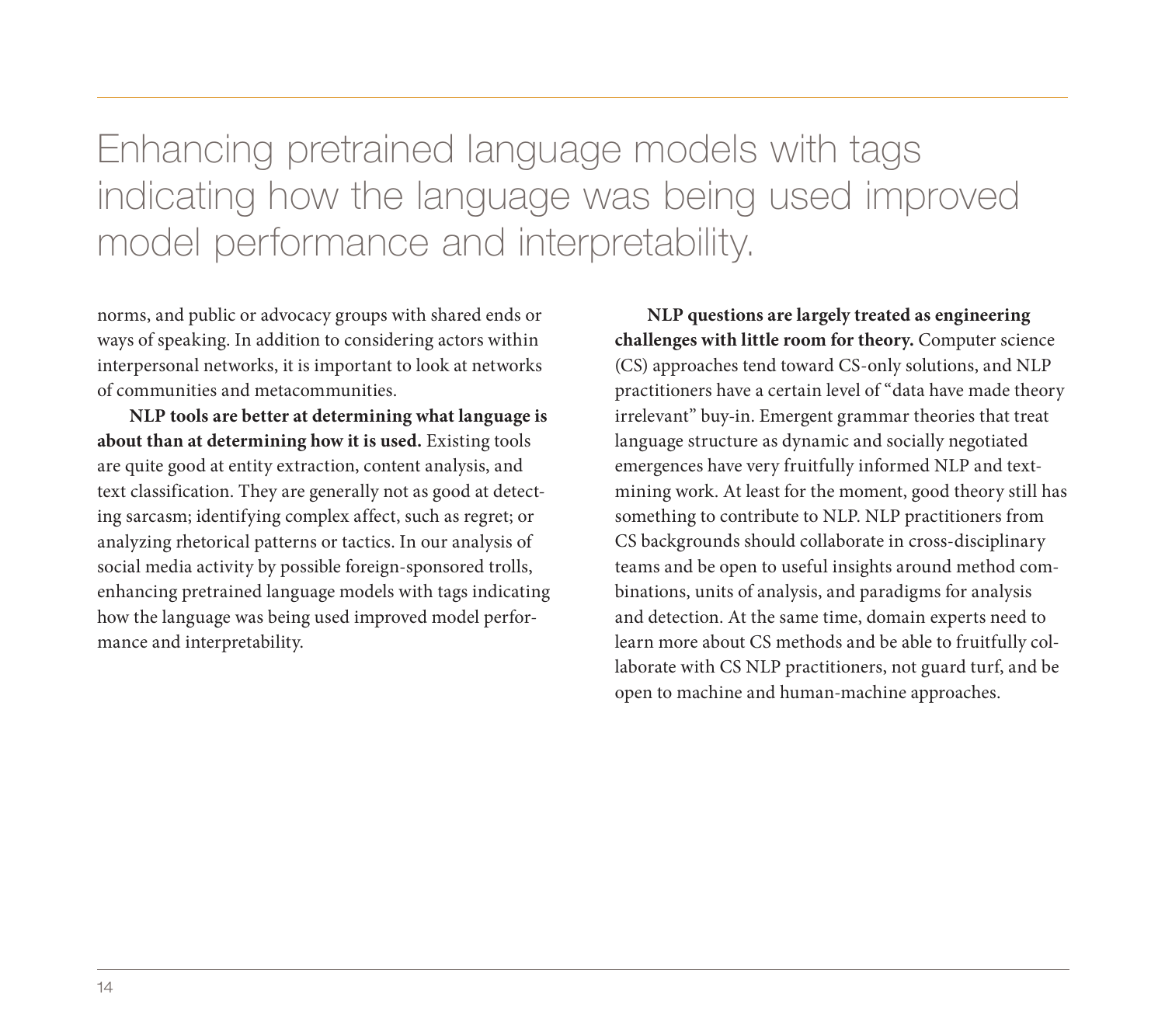> Enhancing pretrained language models with tags indicating how the language was being used improved model performance and interpretability.

norms, and public or advocacy groups with shared ends or ways of speaking. In addition to considering actors within interpersonal networks, it is important to look at networks of communities and metacommunities.

**NLP tools are better at determining what language is about than at determining how it is used.** Existing tools are quite good at entity extraction, content analysis, and text classification. They are generally not as good at detecting sarcasm; identifying complex affect, such as regret; or analyzing rhetorical patterns or tactics. In our analysis of social media activity by possible foreign-sponsored trolls, enhancing pretrained language models with tags indicating how the language was being used improved model performance and interpretability.

**NLP questions are largely treated as engineering challenges with little room for theory.** Computer science (CS) approaches tend toward CS-only solutions, and NLP practitioners have a certain level of "data have made theory irrelevant" buy-in. Emergent grammar theories that treat language structure as dynamic and socially negotiated emergences have very fruitfully informed NLP and text-mining work. At least for the moment, good theory still has something to contribute to NLP. NLP practitioners from CS backgrounds should collaborate in cross-disciplinary teams and be open to useful insights around method combinations, units of analysis, and paradigms for analysis and detection. At the same time, domain experts need to learn more about CS methods and be able to fruitfully collaborate with CS NLP practitioners, not guard turf, and be open to machine and human-machine approaches.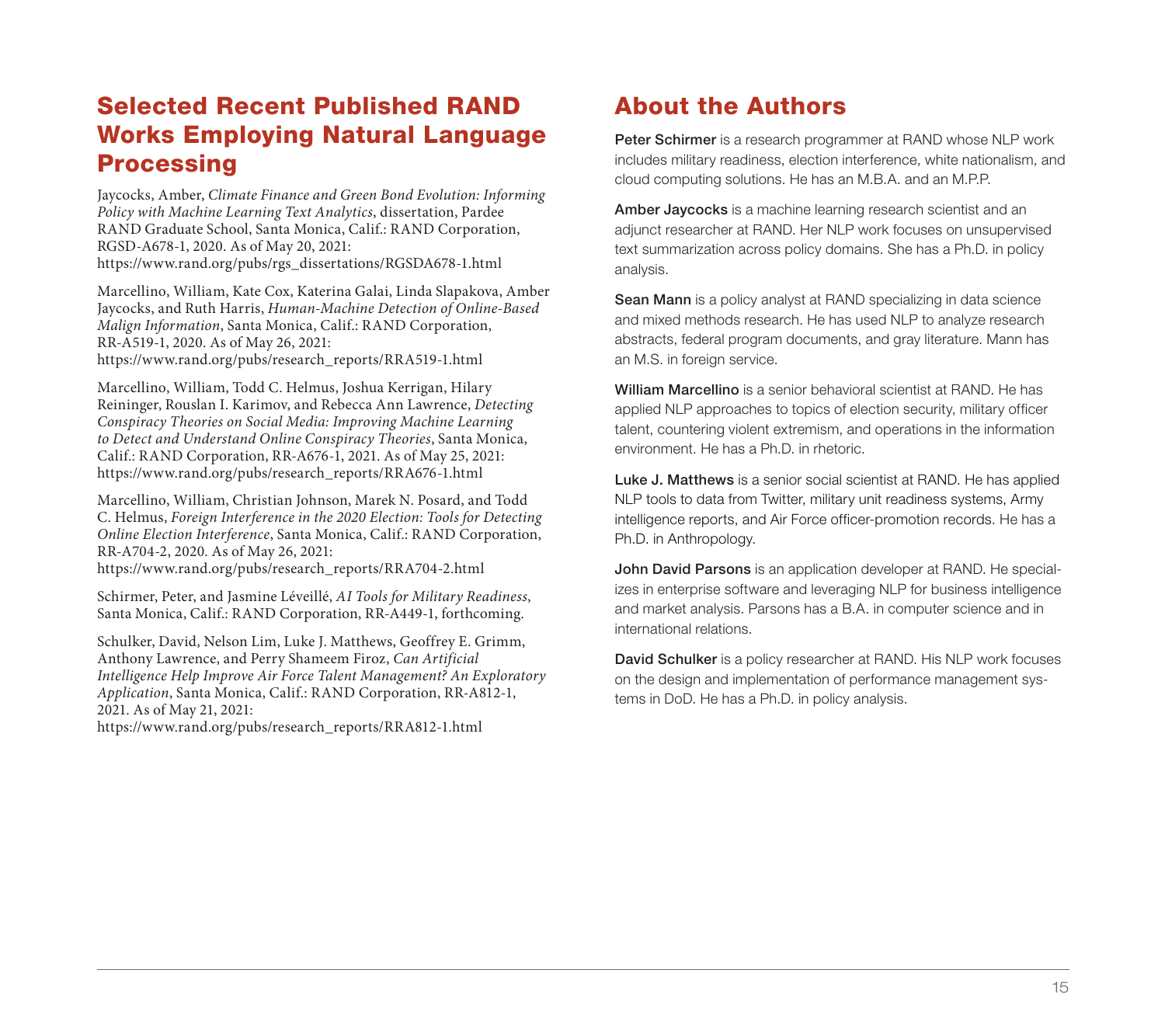## Selected Recent Published RAND Works Employing Natural Language Processing

Jaycocks, Amber, *Climate Finance and Green Bond Evolution: Informing Policy with Machine Learning Text Analytics*, dissertation, Pardee RAND Graduate School, Santa Monica, Calif.: RAND Corporation, RGSD-A678-1, 2020. As of May 20, 2021: https://www.rand.org/pubs/rgs_dissertations/RGSDA678-1.html

Marcellino, William, Kate Cox, Katerina Galai, Linda Slapakova, Amber Jaycocks, and Ruth Harris, *Human-Machine Detection of Online-Based Malign Information*, Santa Monica, Calif.: RAND Corporation, RR-A519-1, 2020. As of May 26, 2021: https://www.rand.org/pubs/research_reports/RRA519-1.html

Marcellino, William, Todd C. Helmus, Joshua Kerrigan, Hilary Reininger, Rouslan I. Karimov, and Rebecca Ann Lawrence, *Detecting Conspiracy Theories on Social Media: Improving Machine Learning to Detect and Understand Online Conspiracy Theories*, Santa Monica, Calif.: RAND Corporation, RR-A676-1, 2021. As of May 25, 2021: https://www.rand.org/pubs/research_reports/RRA676-1.html

Marcellino, William, Christian Johnson, Marek N. Posard, and Todd C. Helmus, *Foreign Interference in the 2020 Election: Tools for Detecting Online Election Interference*, Santa Monica, Calif.: RAND Corporation, RR-A704-2, 2020. As of May 26, 2021: https://www.rand.org/pubs/research_reports/RRA704-2.html

Schirmer, Peter, and Jasmine Léveillé, *AI Tools for Military Readiness*, Santa Monica, Calif.: RAND Corporation, RR-A449-1, forthcoming.

Schulker, David, Nelson Lim, Luke J. Matthews, Geoffrey E. Grimm, Anthony Lawrence, and Perry Shameem Firoz, *Can Artificial Intelligence Help Improve Air Force Talent Management? An Exploratory Application*, Santa Monica, Calif.: RAND Corporation, RR-A812-1, 2021. As of May 21, 2021: https://www.rand.org/pubs/research_reports/RRA812-1.html

## About the Authors

**Peter Schirmer** is a research programmer at RAND whose NLP work includes military readiness, election interference, white nationalism, and cloud computing solutions. He has an M.B.A. and an M.P.P.

**Amber Jaycocks** is a machine learning research scientist and an adjunct researcher at RAND. Her NLP work focuses on unsupervised text summarization across policy domains. She has a Ph.D. in policy analysis.

**Sean Mann** is a policy analyst at RAND specializing in data science and mixed methods research. He has used NLP to analyze research abstracts, federal program documents, and gray literature. Mann has an M.S. in foreign service.

**William Marcellino** is a senior behavioral scientist at RAND. He has applied NLP approaches to topics of election security, military officer talent, countering violent extremism, and operations in the information environment. He has a Ph.D. in rhetoric.

**Luke J. Matthews** is a senior social scientist at RAND. He has applied NLP tools to data from Twitter, military unit readiness systems, Army intelligence reports, and Air Force officer-promotion records. He has a Ph.D. in Anthropology.

**John David Parsons** is an application developer at RAND. He specializes in enterprise software and leveraging NLP for business intelligence and market analysis. Parsons has a B.A. in computer science and in international relations.

**David Schulker** is a policy researcher at RAND. His NLP work focuses on the design and implementation of performance management systems in DoD. He has a Ph.D. in policy analysis.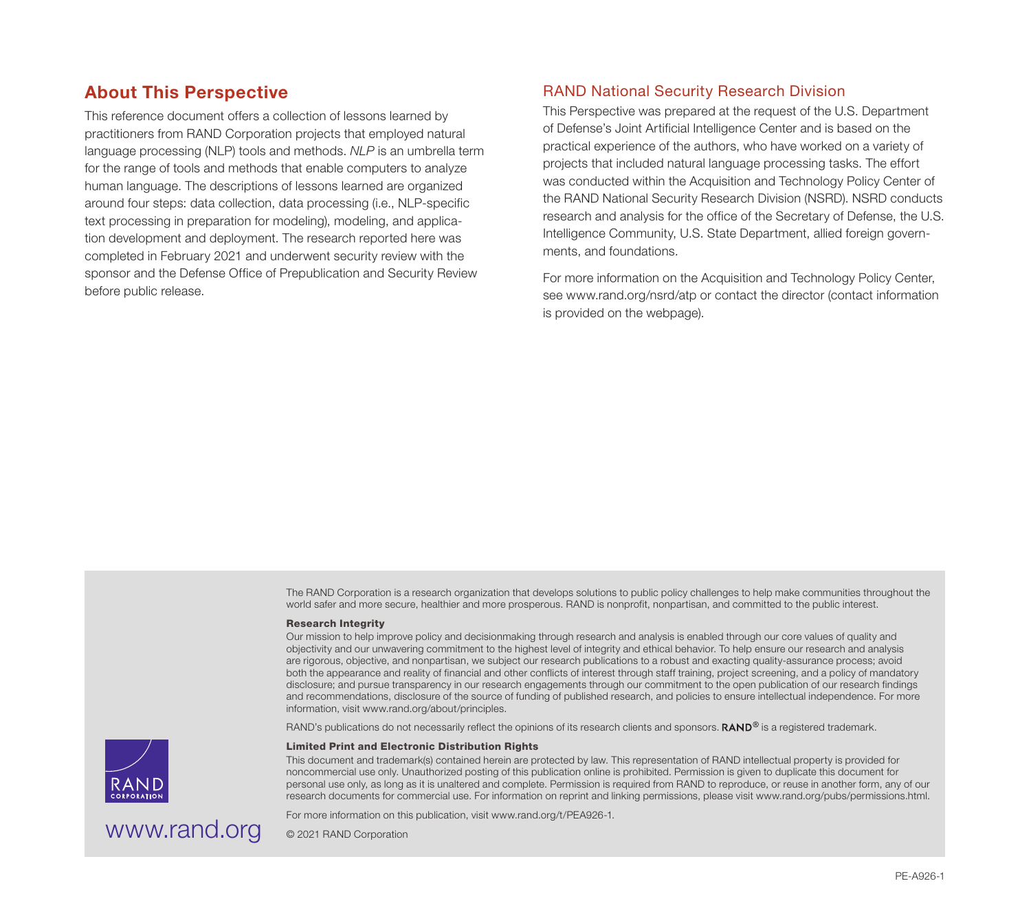## About This Perspective

This reference document offers a collection of lessons learned by practitioners from RAND Corporation projects that employed natural language processing (NLP) tools and methods. *NLP* is an umbrella term for the range of tools and methods that enable computers to analyze human language. The descriptions of lessons learned are organized around four steps: data collection, data processing (i.e., NLP-specific text processing in preparation for modeling), modeling, and application development and deployment. The research reported here was completed in February 2021 and underwent security review with the sponsor and the Defense Office of Prepublication and Security Review before public release.

## RAND National Security Research Division

This Perspective was prepared at the request of the U.S. Department of Defense's Joint Artificial Intelligence Center and is based on the practical experience of the authors, who have worked on a variety of projects that included natural language processing tasks. The effort was conducted within the Acquisition and Technology Policy Center of the RAND National Security Research Division (NSRD). NSRD conducts research and analysis for the office of the Secretary of Defense, the U.S. Intelligence Community, U.S. State Department, allied foreign governments, and foundations.

For more information on the Acquisition and Technology Policy Center, see www.rand.org/nsrd/atp or contact the director (contact information is provided on the webpage).

The RAND Corporation is a research organization that develops solutions to public policy challenges to help make communities throughout the world safer and more secure, healthier and more prosperous. RAND is nonprofit, nonpartisan, and committed to the public interest.

**Research Integrity**

Our mission to help improve policy and decisionmaking through research and analysis is enabled through our core values of quality and objectivity and our unwavering commitment to the highest level of integrity and ethical behavior. To help ensure our research and analysis are rigorous, objective, and nonpartisan, we subject our research publications to a robust and exacting quality-assurance process; avoid both the appearance and reality of financial and other conflicts of interest through staff training, project screening, and a policy of mandatory disclosure; and pursue transparency in our research engagements through our commitment to the open publication of our research findings and recommendations, disclosure of the source of funding of published research, and policies to ensure intellectual independence. For more information, visit www.rand.org/about/principles.

RAND's publications do not necessarily reflect the opinions of its research clients and sponsors. **RAND**® is a registered trademark.

**Limited Print and Electronic Distribution Rights**

This document and trademark(s) contained herein are protected by law. This representation of RAND intellectual property is provided for noncommercial use only. Unauthorized posting of this publication online is prohibited. Permission is given to duplicate this document for personal use only, as long as it is unaltered and complete. Permission is required from RAND to reproduce, or reuse in another form, any of our research documents for commercial use. For information on reprint and linking permissions, please visit www.rand.org/pubs/permissions.html.

For more information on this publication, visit www.rand.org/t/PEA926-1.

© 2021 RAND Corporation

RAND CORPORATION

www.rand.org

PE-A926-1